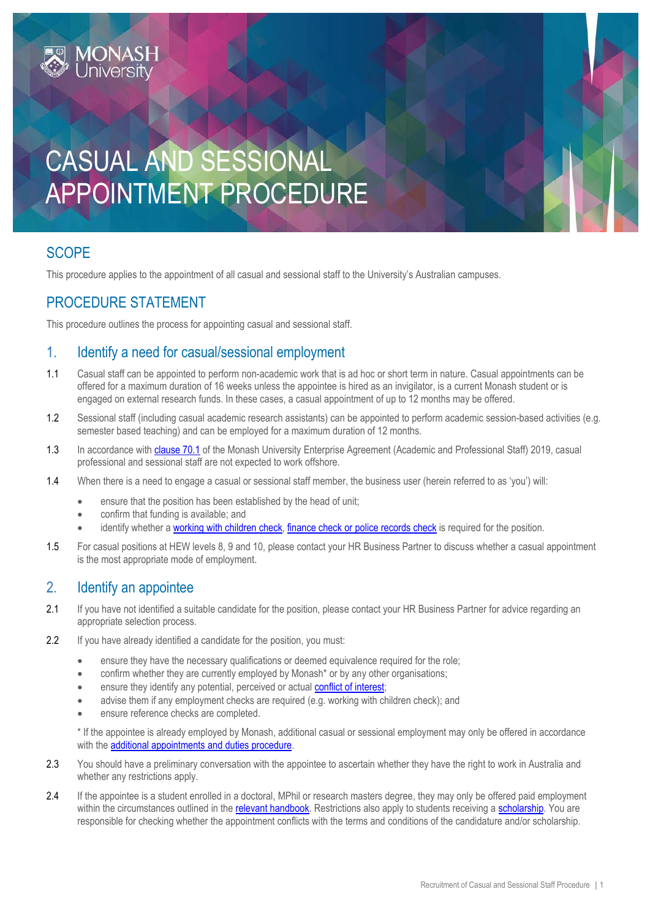# CASUAL AND SESSIONAL APPOINTMENT PROCEDURE

## SCOPE

This procedure applies to the appointment of all casual and sessional staff to the University's Australian campuses.

## PROCEDURE STATEMENT

This procedure outlines the process for appointing casual and sessional staff.

## 1. Identify a need for casual/sessional employment

1.1 Casual staff can be appointed to perform non-academic work that is ad hoc or short term in nature. Casual appointments can be offered for a maximum duration of 16 weeks unless the appointee is hired as an invigilator, is a current Monash student or is engaged on external research funds. In these cases, a casual appointment of up to 12 months may be offered.

1.2 Sessional staff (including casual academic research assistants) can be appointed to perform academic session-based activities (e.g. semester based teaching) and can be employed for a maximum duration of 12 months.

1.3 In accordance with clause 70.1 of the Monash University Enterprise Agreement (Academic and Professional Staff) 2019, casual professional and sessional staff are not expected to work offshore.

1.4 When there is a need to engage a casual or sessional staff member, the business user (herein referred to as 'you') will:

- ensure that the position has been established by the head of unit;
- confirm that funding is available; and
- identify whether a working with children check, finance check or police records check is required for the position.

1.5 For casual positions at HEW levels 8, 9 and 10, please contact your HR Business Partner to discuss whether a casual appointment is the most appropriate mode of employment.

## 2. Identify an appointee

2.1 If you have not identified a suitable candidate for the position, please contact your HR Business Partner for advice regarding an appropriate selection process.

2.2 If you have already identified a candidate for the position, you must:

- ensure they have the necessary qualifications or deemed equivalence required for the role;
- confirm whether they are currently employed by Monash* or by any other organisations;
- ensure they identify any potential, perceived or actual conflict of interest;
- advise them if any employment checks are required (e.g. working with children check); and
- ensure reference checks are completed.

\* If the appointee is already employed by Monash, additional casual or sessional employment may only be offered in accordance with the additional appointments and duties procedure.

2.3 You should have a preliminary conversation with the appointee to ascertain whether they have the right to work in Australia and whether any restrictions apply.

2.4 If the appointee is a student enrolled in a doctoral, MPhil or research masters degree, they may only be offered paid employment within the circumstances outlined in the relevant handbook. Restrictions also apply to students receiving a scholarship. You are responsible for checking whether the appointment conflicts with the terms and conditions of the candidature and/or scholarship.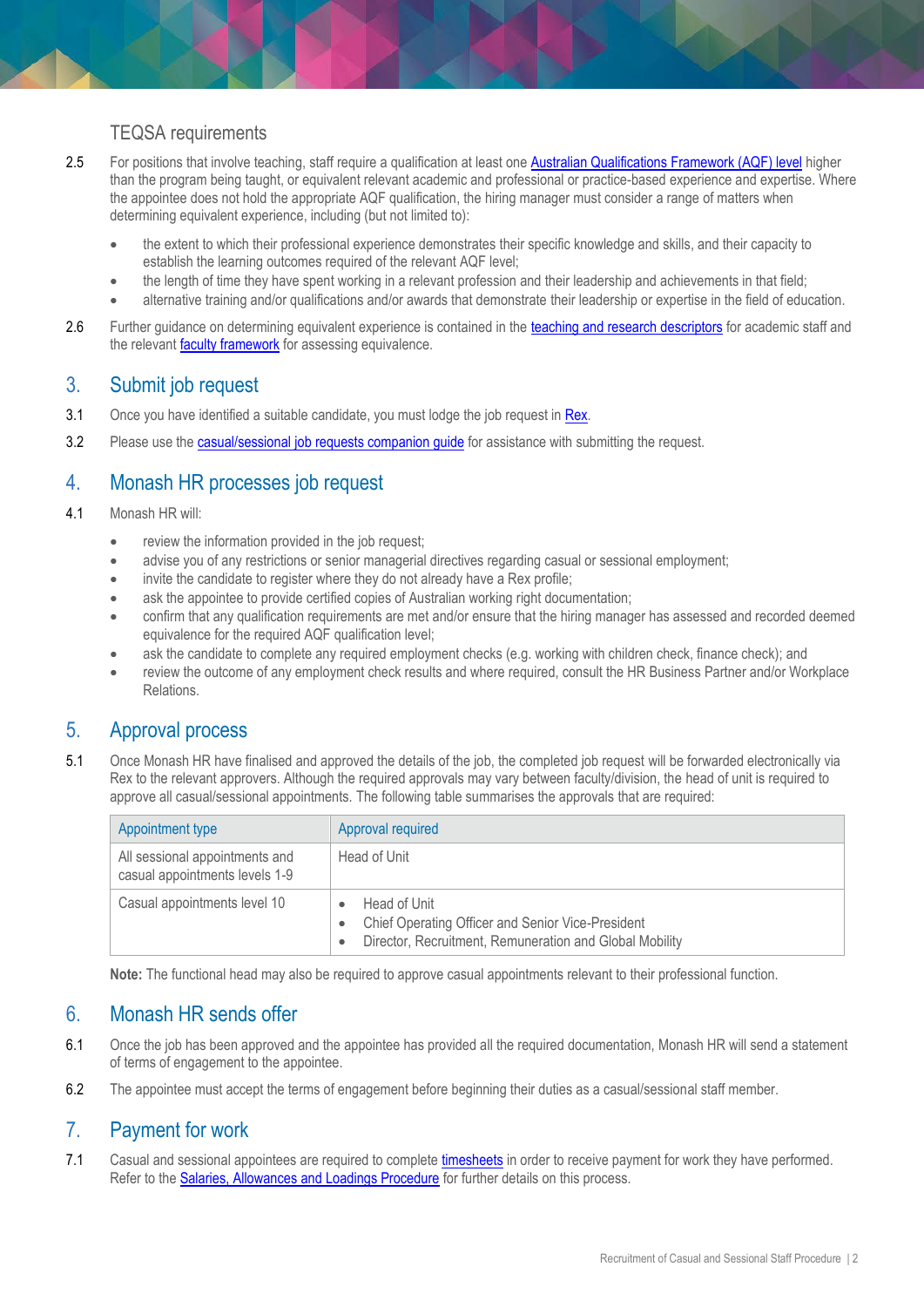### TEQSA requirements

2.5 For positions that involve teaching, staff require a qualification at least one Australian Qualifications Framework (AQF) level higher than the program being taught, or equivalent relevant academic and professional or practice-based experience and expertise. Where the appointee does not hold the appropriate AQF qualification, the hiring manager must consider a range of matters when determining equivalent experience, including (but not limited to):

- the extent to which their professional experience demonstrates their specific knowledge and skills, and their capacity to establish the learning outcomes required of the relevant AQF level;
- the length of time they have spent working in a relevant profession and their leadership and achievements in that field;
- alternative training and/or qualifications and/or awards that demonstrate their leadership or expertise in the field of education.

2.6 Further guidance on determining equivalent experience is contained in the teaching and research descriptors for academic staff and the relevant faculty framework for assessing equivalence.

## 3. Submit job request

3.1 Once you have identified a suitable candidate, you must lodge the job request in Rex.

3.2 Please use the casual/sessional job requests companion guide for assistance with submitting the request.

## 4. Monash HR processes job request

4.1 Monash HR will:

- review the information provided in the job request;
- advise you of any restrictions or senior managerial directives regarding casual or sessional employment;
- invite the candidate to register where they do not already have a Rex profile;
- ask the appointee to provide certified copies of Australian working right documentation;
- confirm that any qualification requirements are met and/or ensure that the hiring manager has assessed and recorded deemed equivalence for the required AQF qualification level;
- ask the candidate to complete any required employment checks (e.g. working with children check, finance check); and
- review the outcome of any employment check results and where required, consult the HR Business Partner and/or Workplace Relations.

## 5. Approval process

5.1 Once Monash HR have finalised and approved the details of the job, the completed job request will be forwarded electronically via Rex to the relevant approvers. Although the required approvals may vary between faculty/division, the head of unit is required to approve all casual/sessional appointments. The following table summarises the approvals that are required:

| Appointment type | Approval required |
|---|---|
| All sessional appointments and casual appointments levels 1-9 | Head of Unit |
| Casual appointments level 10 | • Head of Unit<br>• Chief Operating Officer and Senior Vice-President<br>• Director, Recruitment, Remuneration and Global Mobility |

**Note:** The functional head may also be required to approve casual appointments relevant to their professional function.

## 6. Monash HR sends offer

6.1 Once the job has been approved and the appointee has provided all the required documentation, Monash HR will send a statement of terms of engagement to the appointee.

6.2 The appointee must accept the terms of engagement before beginning their duties as a casual/sessional staff member.

## 7. Payment for work

7.1 Casual and sessional appointees are required to complete timesheets in order to receive payment for work they have performed. Refer to the Salaries, Allowances and Loadings Procedure for further details on this process.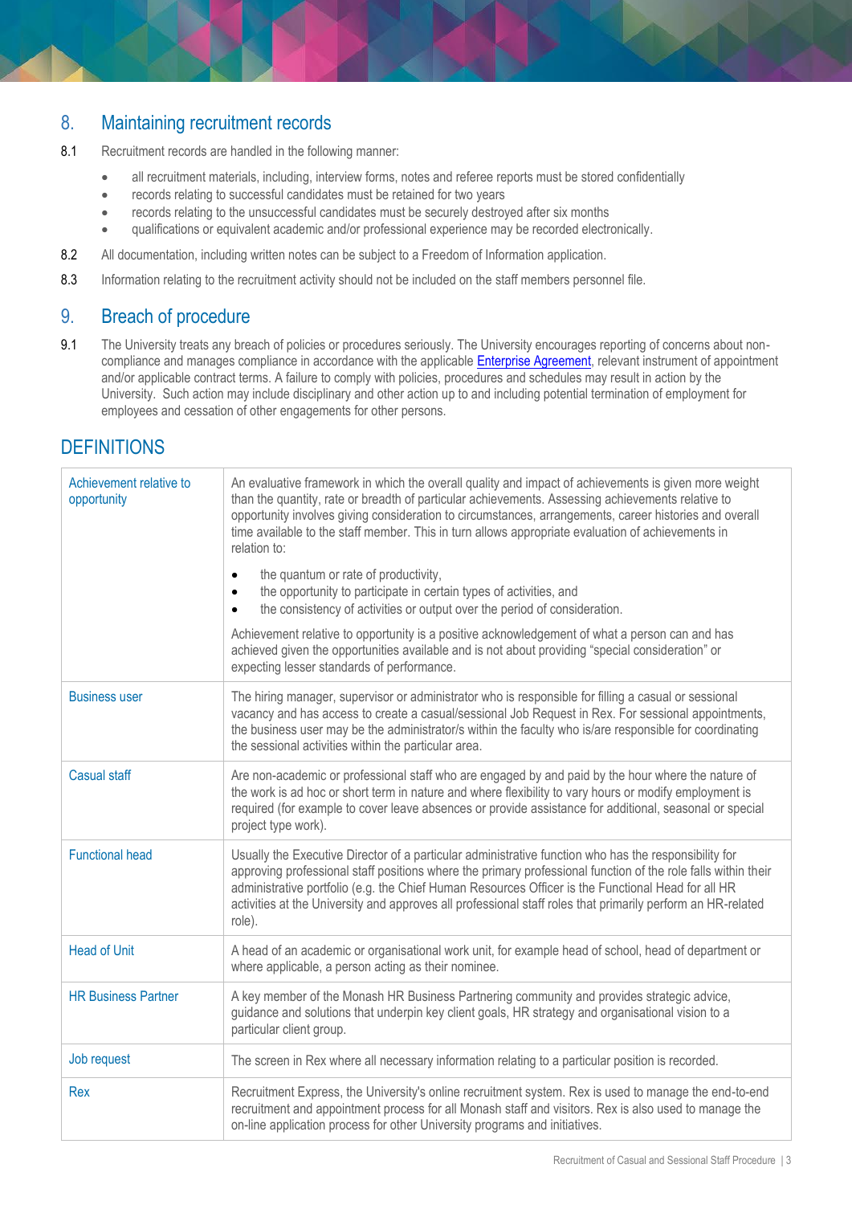## 8. Maintaining recruitment records

8.1 Recruitment records are handled in the following manner:

- all recruitment materials, including, interview forms, notes and referee reports must be stored confidentially
- records relating to successful candidates must be retained for two years
- records relating to the unsuccessful candidates must be securely destroyed after six months
- qualifications or equivalent academic and/or professional experience may be recorded electronically.

8.2 All documentation, including written notes can be subject to a Freedom of Information application.

8.3 Information relating to the recruitment activity should not be included on the staff members personnel file.

## 9. Breach of procedure

9.1 The University treats any breach of policies or procedures seriously. The University encourages reporting of concerns about non-compliance and manages compliance in accordance with the applicable Enterprise Agreement, relevant instrument of appointment and/or applicable contract terms. A failure to comply with policies, procedures and schedules may result in action by the University. Such action may include disciplinary and other action up to and including potential termination of employment for employees and cessation of other engagements for other persons.

## DEFINITIONS

| Term | Definition |
|---|---|
| Achievement relative to opportunity | An evaluative framework in which the overall quality and impact of achievements is given more weight than the quantity, rate or breadth of particular achievements. Assessing achievements relative to opportunity involves giving consideration to circumstances, arrangements, career histories and overall time available to the staff member. This in turn allows appropriate evaluation of achievements in relation to:<br>• the quantum or rate of productivity,<br>• the opportunity to participate in certain types of activities, and<br>• the consistency of activities or output over the period of consideration.<br>Achievement relative to opportunity is a positive acknowledgement of what a person can and has achieved given the opportunities available and is not about providing "special consideration" or expecting lesser standards of performance. |
| Business user | The hiring manager, supervisor or administrator who is responsible for filling a casual or sessional vacancy and has access to create a casual/sessional Job Request in Rex. For sessional appointments, the business user may be the administrator/s within the faculty who is/are responsible for coordinating the sessional activities within the particular area. |
| Casual staff | Are non-academic or professional staff who are engaged by and paid by the hour where the nature of the work is ad hoc or short term in nature and where flexibility to vary hours or modify employment is required (for example to cover leave absences or provide assistance for additional, seasonal or special project type work). |
| Functional head | Usually the Executive Director of a particular administrative function who has the responsibility for approving professional staff positions where the primary professional function of the role falls within their administrative portfolio (e.g. the Chief Human Resources Officer is the Functional Head for all HR activities at the University and approves all professional staff roles that primarily perform an HR-related role). |
| Head of Unit | A head of an academic or organisational work unit, for example head of school, head of department or where applicable, a person acting as their nominee. |
| HR Business Partner | A key member of the Monash HR Business Partnering community and provides strategic advice, guidance and solutions that underpin key client goals, HR strategy and organisational vision to a particular client group. |
| Job request | The screen in Rex where all necessary information relating to a particular position is recorded. |
| Rex | Recruitment Express, the University's online recruitment system. Rex is used to manage the end-to-end recruitment and appointment process for all Monash staff and visitors. Rex is also used to manage the on-line application process for other University programs and initiatives. |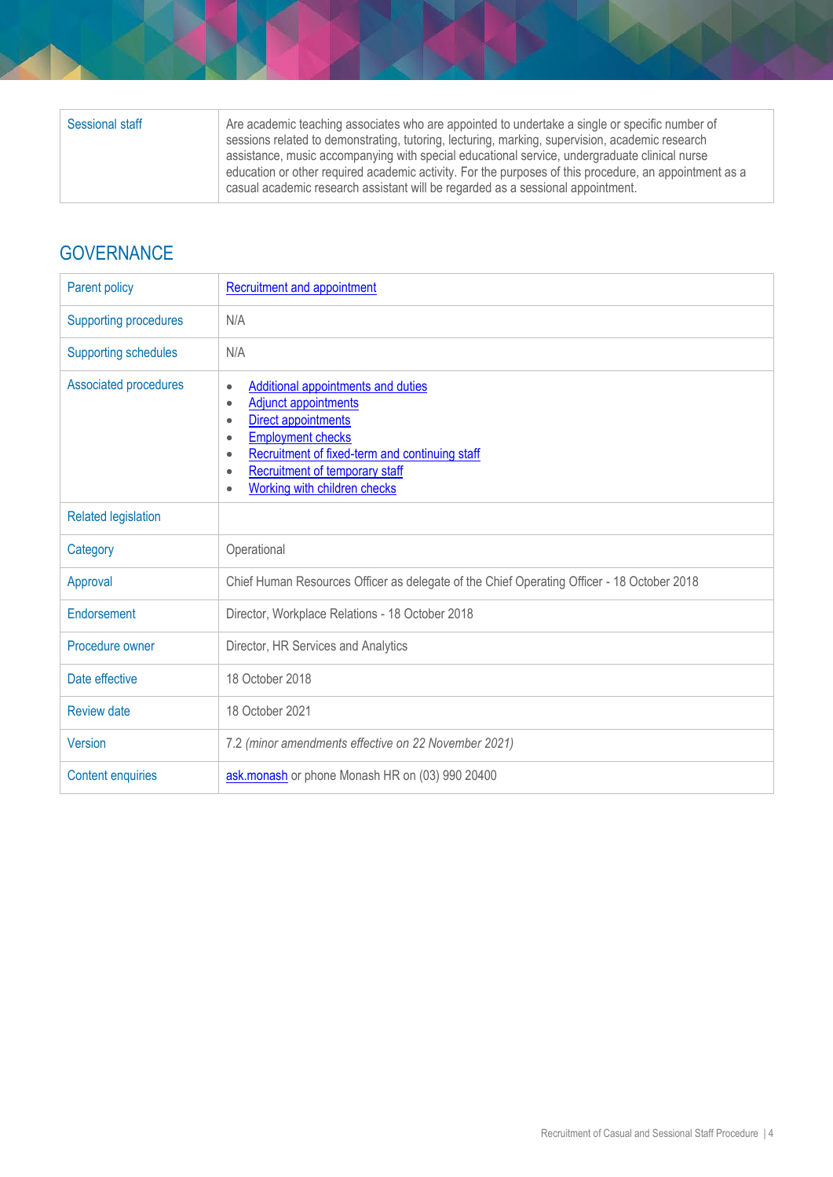| | |
|---|---|
| Sessional staff | Are academic teaching associates who are appointed to undertake a single or specific number of sessions related to demonstrating, tutoring, lecturing, marking, supervision, academic research assistance, music accompanying with special educational service, undergraduate clinical nurse education or other required academic activity. For the purposes of this procedure, an appointment as a casual academic research assistant will be regarded as a sessional appointment. |

## GOVERNANCE

| | |
|---|---|
| Parent policy | Recruitment and appointment |
| Supporting procedures | N/A |
| Supporting schedules | N/A |
| Associated procedures | • Additional appointments and duties<br>• Adjunct appointments<br>• Direct appointments<br>• Employment checks<br>• Recruitment of fixed-term and continuing staff<br>• Recruitment of temporary staff<br>• Working with children checks |
| Related legislation | |
| Category | Operational |
| Approval | Chief Human Resources Officer as delegate of the Chief Operating Officer - 18 October 2018 |
| Endorsement | Director, Workplace Relations - 18 October 2018 |
| Procedure owner | Director, HR Services and Analytics |
| Date effective | 18 October 2018 |
| Review date | 18 October 2021 |
| Version | 7.2 *(minor amendments effective on 22 November 2021)* |
| Content enquiries | ask.monash or phone Monash HR on (03) 990 20400 |